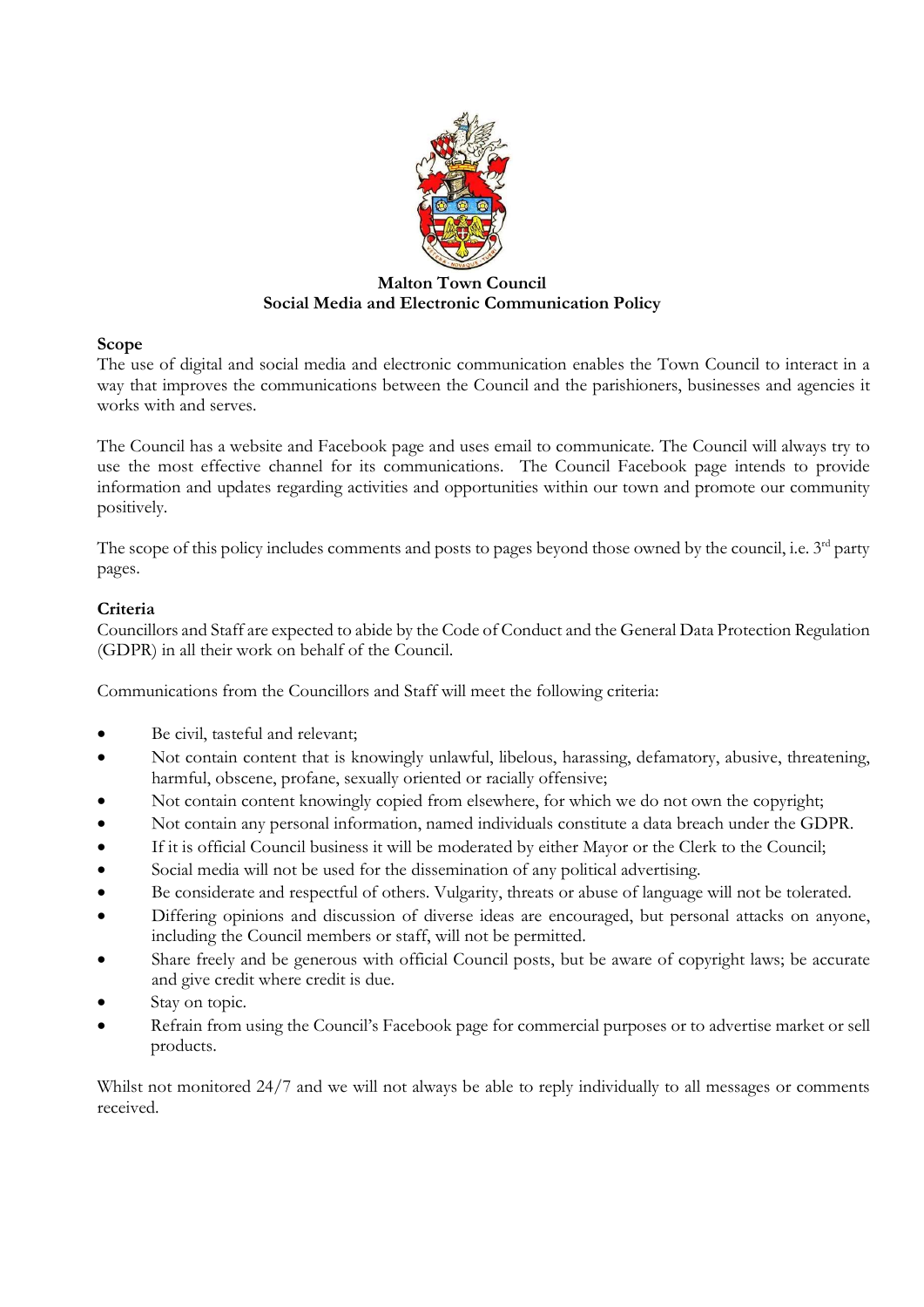# Malton Town Council
## Social Media and Electronic Communication Policy

**Scope**

The use of digital and social media and electronic communication enables the Town Council to interact in a way that improves the communications between the Council and the parishioners, businesses and agencies it works with and serves.

The Council has a website and Facebook page and uses email to communicate. The Council will always try to use the most effective channel for its communications. The Council Facebook page intends to provide information and updates regarding activities and opportunities within our town and promote our community positively.

The scope of this policy includes comments and posts to pages beyond those owned by the council, i.e. 3rd party pages.

**Criteria**

Councillors and Staff are expected to abide by the Code of Conduct and the General Data Protection Regulation (GDPR) in all their work on behalf of the Council.

Communications from the Councillors and Staff will meet the following criteria:

- Be civil, tasteful and relevant;
- Not contain content that is knowingly unlawful, libelous, harassing, defamatory, abusive, threatening, harmful, obscene, profane, sexually oriented or racially offensive;
- Not contain content knowingly copied from elsewhere, for which we do not own the copyright;
- Not contain any personal information, named individuals constitute a data breach under the GDPR.
- If it is official Council business it will be moderated by either Mayor or the Clerk to the Council;
- Social media will not be used for the dissemination of any political advertising.
- Be considerate and respectful of others. Vulgarity, threats or abuse of language will not be tolerated.
- Differing opinions and discussion of diverse ideas are encouraged, but personal attacks on anyone, including the Council members or staff, will not be permitted.
- Share freely and be generous with official Council posts, but be aware of copyright laws; be accurate and give credit where credit is due.
- Stay on topic.
- Refrain from using the Council's Facebook page for commercial purposes or to advertise market or sell products.

Whilst not monitored 24/7 and we will not always be able to reply individually to all messages or comments received.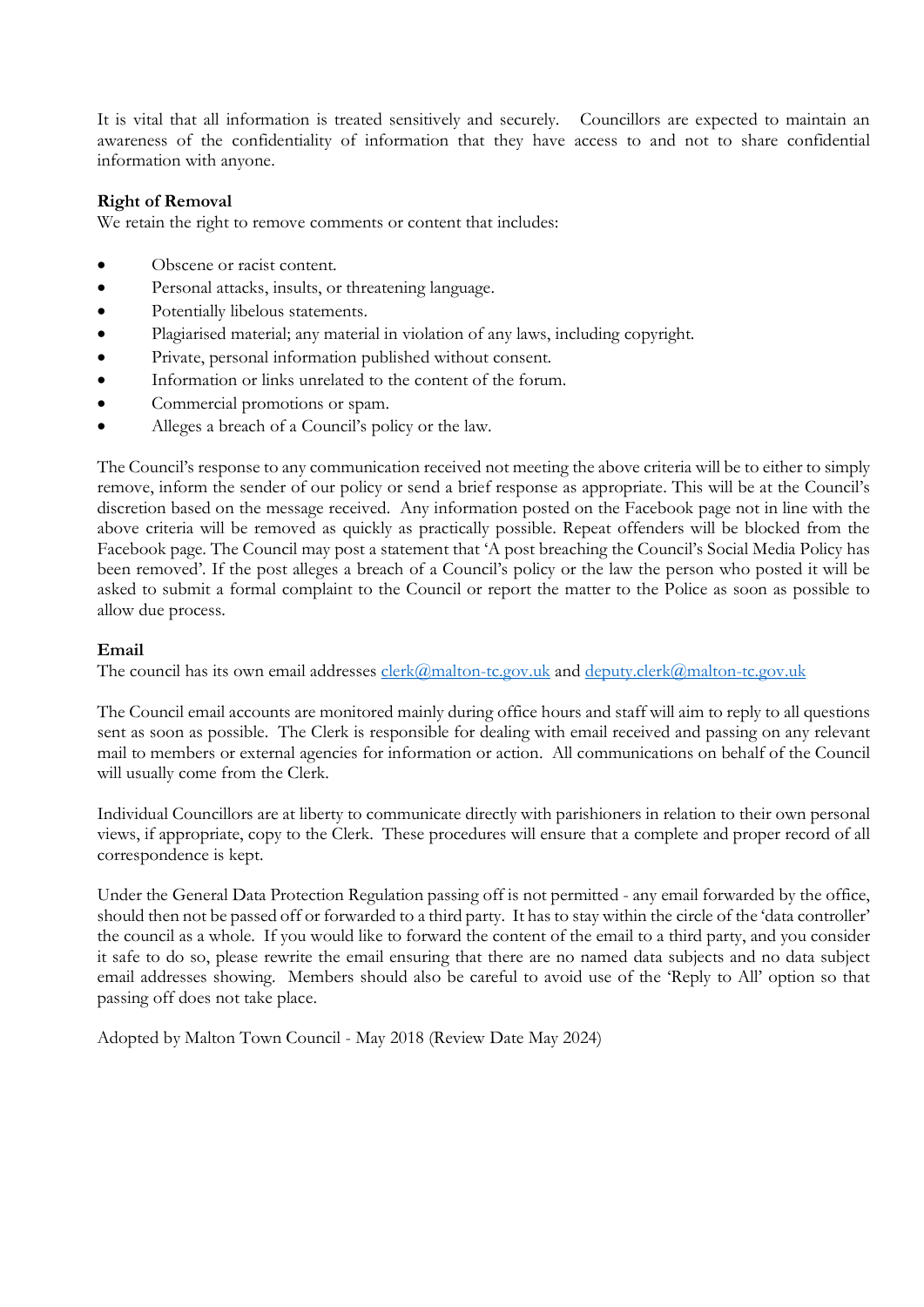It is vital that all information is treated sensitively and securely. Councillors are expected to maintain an awareness of the confidentiality of information that they have access to and not to share confidential information with anyone.

**Right of Removal**

We retain the right to remove comments or content that includes:

- Obscene or racist content.
- Personal attacks, insults, or threatening language.
- Potentially libelous statements.
- Plagiarised material; any material in violation of any laws, including copyright.
- Private, personal information published without consent.
- Information or links unrelated to the content of the forum.
- Commercial promotions or spam.
- Alleges a breach of a Council's policy or the law.

The Council's response to any communication received not meeting the above criteria will be to either to simply remove, inform the sender of our policy or send a brief response as appropriate. This will be at the Council's discretion based on the message received. Any information posted on the Facebook page not in line with the above criteria will be removed as quickly as practically possible. Repeat offenders will be blocked from the Facebook page. The Council may post a statement that 'A post breaching the Council's Social Media Policy has been removed'. If the post alleges a breach of a Council's policy or the law the person who posted it will be asked to submit a formal complaint to the Council or report the matter to the Police as soon as possible to allow due process.

**Email**

The council has its own email addresses clerk@malton-tc.gov.uk and deputy.clerk@malton-tc.gov.uk

The Council email accounts are monitored mainly during office hours and staff will aim to reply to all questions sent as soon as possible. The Clerk is responsible for dealing with email received and passing on any relevant mail to members or external agencies for information or action. All communications on behalf of the Council will usually come from the Clerk.

Individual Councillors are at liberty to communicate directly with parishioners in relation to their own personal views, if appropriate, copy to the Clerk. These procedures will ensure that a complete and proper record of all correspondence is kept.

Under the General Data Protection Regulation passing off is not permitted - any email forwarded by the office, should then not be passed off or forwarded to a third party. It has to stay within the circle of the 'data controller' the council as a whole. If you would like to forward the content of the email to a third party, and you consider it safe to do so, please rewrite the email ensuring that there are no named data subjects and no data subject email addresses showing. Members should also be careful to avoid use of the 'Reply to All' option so that passing off does not take place.

Adopted by Malton Town Council - May 2018 (Review Date May 2024)